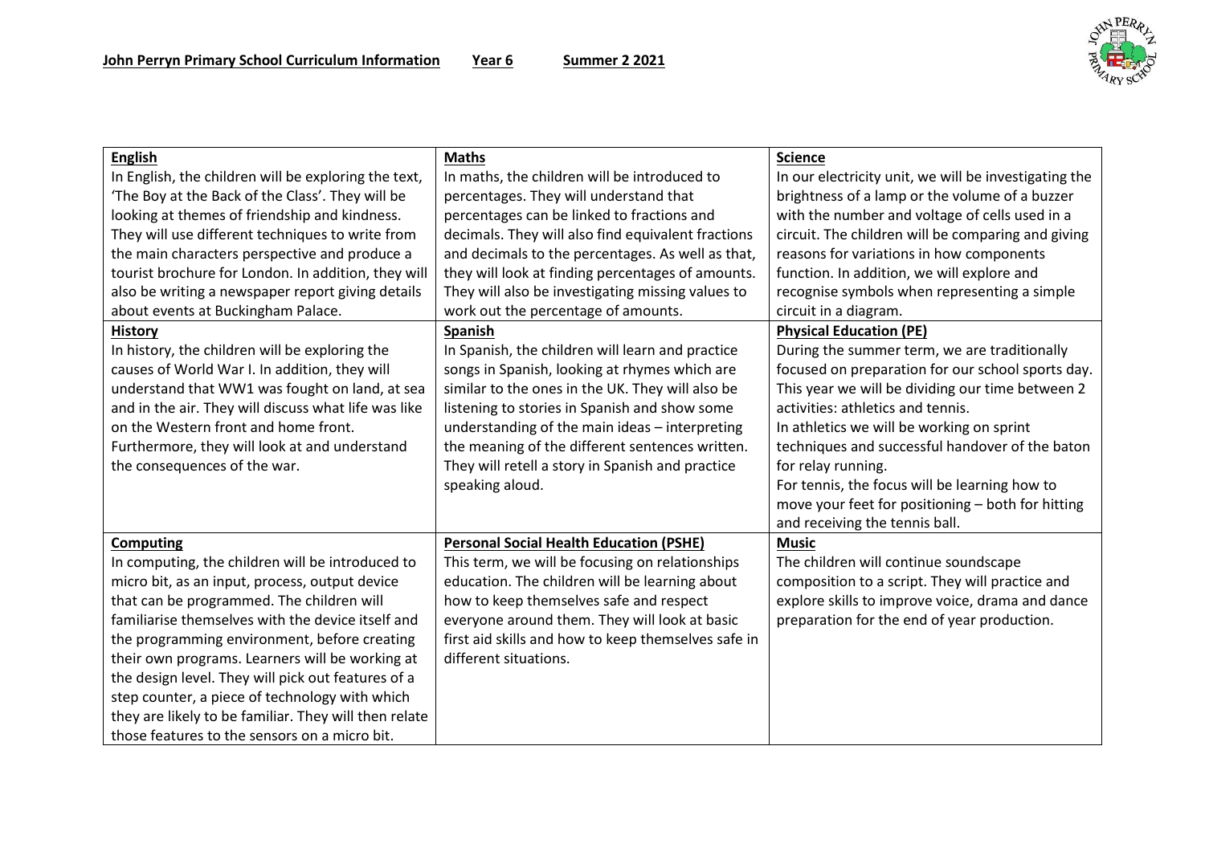**John Perryn Primary School Curriculum Information** **Year 6** **Summer 2 2021**

| **English** | **Maths** | **Science** |
|---|---|---|
| In English, the children will be exploring the text, 'The Boy at the Back of the Class'. They will be looking at themes of friendship and kindness. They will use different techniques to write from the main characters perspective and produce a tourist brochure for London. In addition, they will also be writing a newspaper report giving details about events at Buckingham Palace. | In maths, the children will be introduced to percentages. They will understand that percentages can be linked to fractions and decimals. They will also find equivalent fractions and decimals to the percentages. As well as that, they will look at finding percentages of amounts. They will also be investigating missing values to work out the percentage of amounts. | In our electricity unit, we will be investigating the brightness of a lamp or the volume of a buzzer with the number and voltage of cells used in a circuit. The children will be comparing and giving reasons for variations in how components function. In addition, we will explore and recognise symbols when representing a simple circuit in a diagram. |
| **History** | **Spanish** | **Physical Education (PE)** |
| In history, the children will be exploring the causes of World War I. In addition, they will understand that WW1 was fought on land, at sea and in the air. They will discuss what life was like on the Western front and home front. Furthermore, they will look at and understand the consequences of the war. | In Spanish, the children will learn and practice songs in Spanish, looking at rhymes which are similar to the ones in the UK. They will also be listening to stories in Spanish and show some understanding of the main ideas – interpreting the meaning of the different sentences written. They will retell a story in Spanish and practice speaking aloud. | During the summer term, we are traditionally focused on preparation for our school sports day. This year we will be dividing our time between 2 activities: athletics and tennis. In athletics we will be working on sprint techniques and successful handover of the baton for relay running. For tennis, the focus will be learning how to move your feet for positioning – both for hitting and receiving the tennis ball. |
| **Computing** | **Personal Social Health Education (PSHE)** | **Music** |
| In computing, the children will be introduced to micro bit, as an input, process, output device that can be programmed. The children will familiarise themselves with the device itself and the programming environment, before creating their own programs. Learners will be working at the design level. They will pick out features of a step counter, a piece of technology with which they are likely to be familiar. They will then relate those features to the sensors on a micro bit. | This term, we will be focusing on relationships education. The children will be learning about how to keep themselves safe and respect everyone around them. They will look at basic first aid skills and how to keep themselves safe in different situations. | The children will continue soundscape composition to a script. They will practice and explore skills to improve voice, drama and dance preparation for the end of year production. |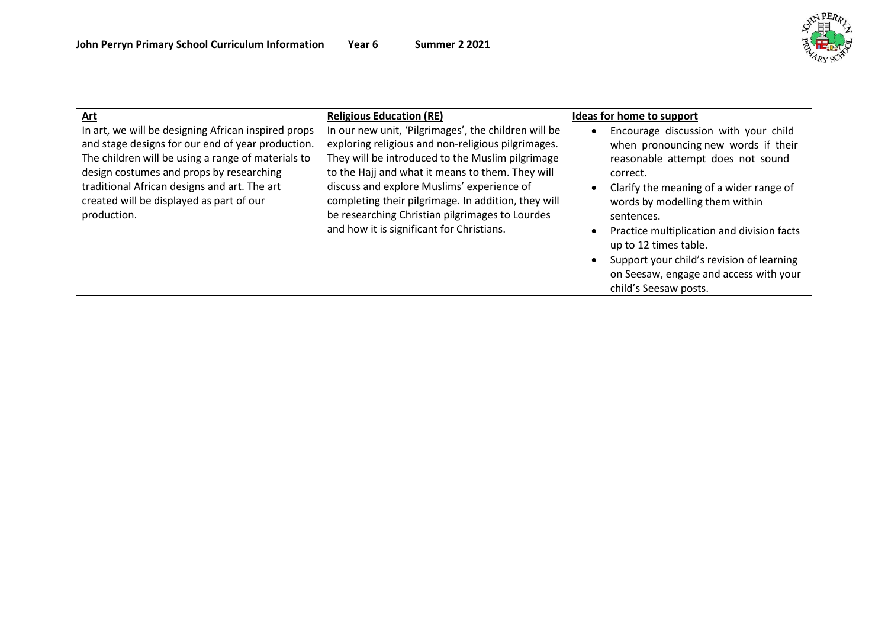**John Perryn Primary School Curriculum Information** **Year 6** **Summer 2 2021**

| | | |
|---|---|---|
| **Art**<br>In art, we will be designing African inspired props and stage designs for our end of year production. The children will be using a range of materials to design costumes and props by researching traditional African designs and art. The art created will be displayed as part of our production. | **Religious Education (RE)**<br>In our new unit, 'Pilgrimages', the children will be exploring religious and non-religious pilgrimages. They will be introduced to the Muslim pilgrimage to the Hajj and what it means to them. They will discuss and explore Muslims' experience of completing their pilgrimage. In addition, they will be researching Christian pilgrimages to Lourdes and how it is significant for Christians. | **Ideas for home to support**<br>• Encourage discussion with your child when pronouncing new words if their reasonable attempt does not sound correct.<br>• Clarify the meaning of a wider range of words by modelling them within sentences.<br>• Practice multiplication and division facts up to 12 times table.<br>• Support your child's revision of learning on Seesaw, engage and access with your child's Seesaw posts. |